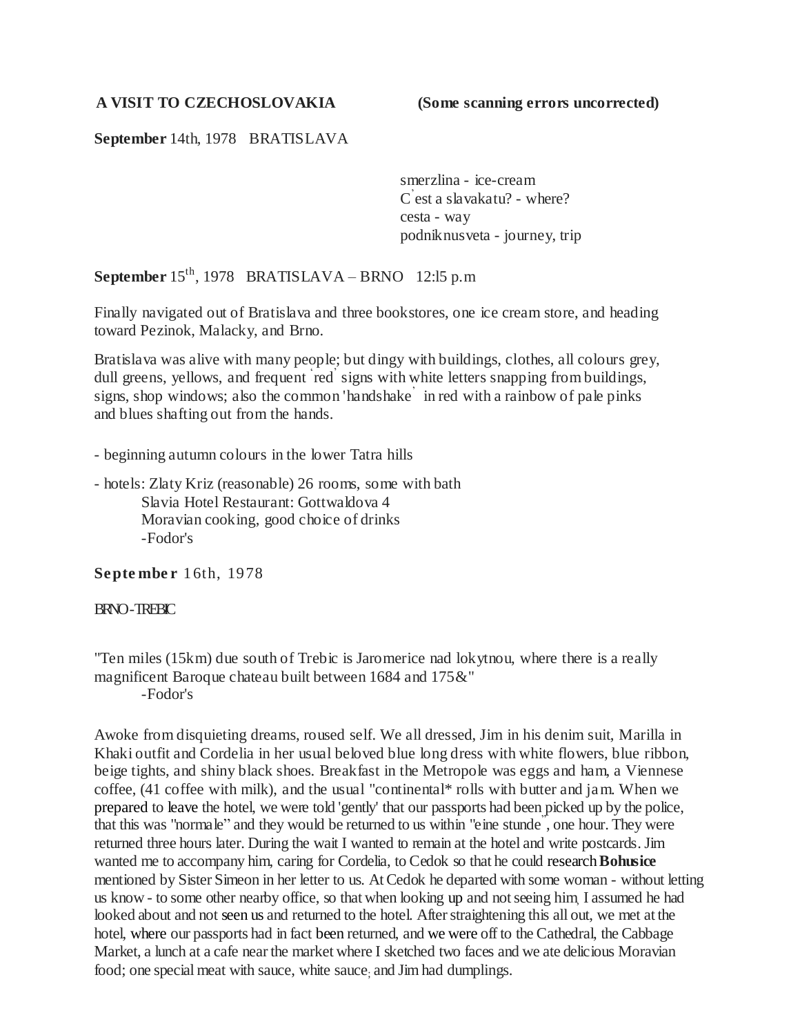**A VISIT TO CZECHOSLOVAKIA** **(Some scanning errors uncorrected)**

**September** 14th, 1978 BRATISLAVA

smerzlina - ice-cream
C'est a slavakatu? - where?
cesta - way
podniknusveta - journey, trip

**September** 15th, 1978 BRATISLAVA – BRNO 12:l5 p.m

Finally navigated out of Bratislava and three bookstores, one ice cream store, and heading toward Pezinok, Malacky, and Brno.

Bratislava was alive with many people; but dingy with buildings, clothes, all colours grey, dull greens, yellows, and frequent 'red' signs with white letters snapping from buildings, signs, shop windows; also the common 'handshake' in red with a rainbow of pale pinks and blues shafting out from the hands.

- beginning autumn colours in the lower Tatra hills

- hotels: Zlaty Kriz (reasonable) 26 rooms, some with bath
  Slavia Hotel Restaurant: Gottwaldova 4
  Moravian cooking, good choice of drinks
  -Fodor's

**September** 16th, 1978

BRNO-TREBIC

"Ten miles (15km) due south of Trebic is Jaromerice nad lokytnou, where there is a really magnificent Baroque chateau built between 1684 and 175&"
-Fodor's

Awoke from disquieting dreams, roused self. We all dressed, Jim in his denim suit, Marilla in Khaki outfit and Cordelia in her usual beloved blue long dress with white flowers, blue ribbon, beige tights, and shiny black shoes. Breakfast in the Metropole was eggs and ham, a Viennese coffee, (41 coffee with milk), and the usual "continental* rolls with butter and jam. When we prepared to leave the hotel, we were told 'gently' that our passports had been picked up by the police, that this was "normale" and they would be returned to us within "eine stunde", one hour. They were returned three hours later. During the wait I wanted to remain at the hotel and write postcards. Jim wanted me to accompany him, caring for Cordelia, to Cedok so that he could research **Bohusice** mentioned by Sister Simeon in her letter to us. At Cedok he departed with some woman - without letting us know - to some other nearby office, so that when looking up and not seeing him, I assumed he had looked about and not seen us and returned to the hotel. After straightening this all out, we met at the hotel, where our passports had in fact been returned, and we were off to the Cathedral, the Cabbage Market, a lunch at a cafe near the market where I sketched two faces and we ate delicious Moravian food; one special meat with sauce, white sauce; and Jim had dumplings.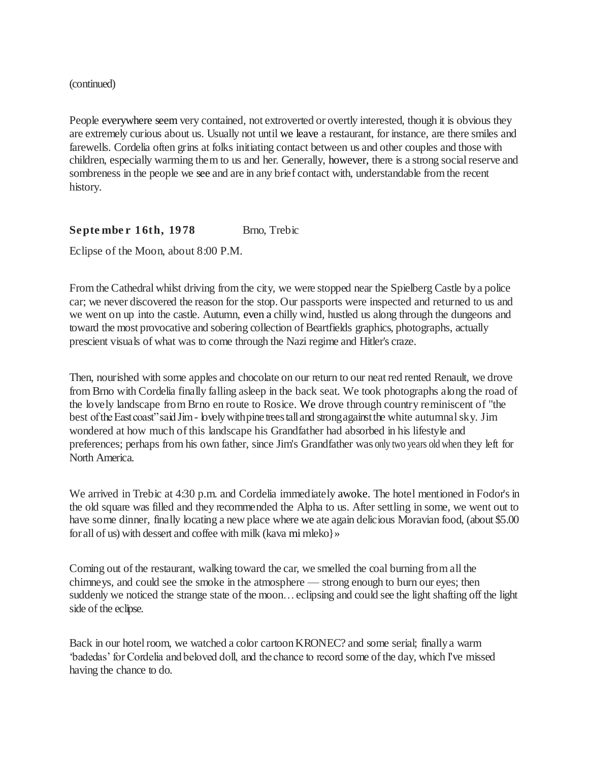(continued)

People everywhere seem very contained, not extroverted or overtly interested, though it is obvious they are extremely curious about us. Usually not until we leave a restaurant, for instance, are there smiles and farewells. Cordelia often grins at folks initiating contact between us and other couples and those with children, especially warming them to us and her. Generally, however, there is a strong social reserve and sombreness in the people we see and are in any brief contact with, understandable from the recent history.

**September 16th, 1978** Brno, Trebic

Eclipse of the Moon, about 8:00 P.M.

From the Cathedral whilst driving from the city, we were stopped near the Spielberg Castle by a police car; we never discovered the reason for the stop. Our passports were inspected and returned to us and we went on up into the castle. Autumn, even a chilly wind, hustled us along through the dungeons and toward the most provocative and sobering collection of Beartfields graphics, photographs, actually prescient visuals of what was to come through the Nazi regime and Hitler's craze.

Then, nourished with some apples and chocolate on our return to our neat red rented Renault, we drove from Brno with Cordelia finally falling asleep in the back seat. We took photographs along the road of the lovely landscape from Brno en route to Rosice. We drove through country reminiscent of "the best of the East coast" said Jim - lovely with pine trees tall and strong against the white autumnal sky. Jim wondered at how much of this landscape his Grandfather had absorbed in his lifestyle and preferences; perhaps from his own father, since Jim's Grandfather was only two years old when they left for North America.

We arrived in Trebic at 4:30 p.m. and Cordelia immediately awoke. The hotel mentioned in Fodor's in the old square was filled and they recommended the Alpha to us. After settling in some, we went out to have some dinner, finally locating a new place where we ate again delicious Moravian food, (about $5.00 for all of us) with dessert and coffee with milk (kava mi mleko}»

Coming out of the restaurant, walking toward the car, we smelled the coal burning from all the chimneys, and could see the smoke in the atmosphere — strong enough to burn our eyes; then suddenly we noticed the strange state of the moon… eclipsing and could see the light shafting off the light side of the eclipse.

Back in our hotel room, we watched a color cartoon KRONEC? and some serial; finally a warm 'badedas' for Cordelia and beloved doll, and the chance to record some of the day, which I've missed having the chance to do.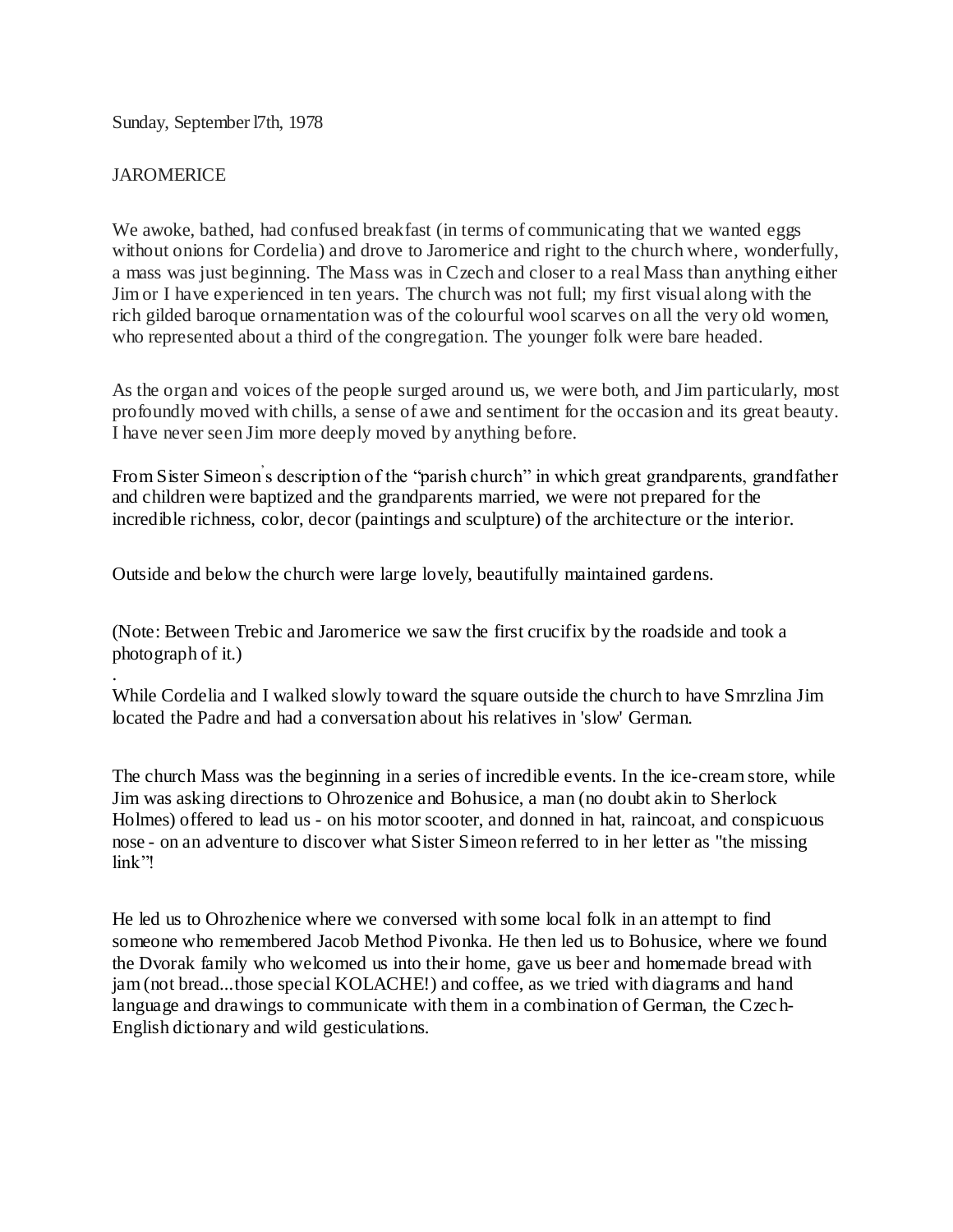Sunday, September l7th, 1978

JAROMERICE

We awoke, bathed, had confused breakfast (in terms of communicating that we wanted eggs without onions for Cordelia) and drove to Jaromerice and right to the church where, wonderfully, a mass was just beginning. The Mass was in Czech and closer to a real Mass than anything either Jim or I have experienced in ten years. The church was not full; my first visual along with the rich gilded baroque ornamentation was of the colourful wool scarves on all the very old women, who represented about a third of the congregation. The younger folk were bare headed.

As the organ and voices of the people surged around us, we were both, and Jim particularly, most profoundly moved with chills, a sense of awe and sentiment for the occasion and its great beauty. I have never seen Jim more deeply moved by anything before.

From Sister Simeon's description of the "parish church" in which great grandparents, grandfather and children were baptized and the grandparents married, we were not prepared for the incredible richness, color, decor (paintings and sculpture) of the architecture or the interior.

Outside and below the church were large lovely, beautifully maintained gardens.

(Note: Between Trebic and Jaromerice we saw the first crucifix by the roadside and took a photograph of it.)

While Cordelia and I walked slowly toward the square outside the church to have Smrzlina Jim located the Padre and had a conversation about his relatives in 'slow' German.

The church Mass was the beginning in a series of incredible events. In the ice-cream store, while Jim was asking directions to Ohrozenice and Bohusice, a man (no doubt akin to Sherlock Holmes) offered to lead us - on his motor scooter, and donned in hat, raincoat, and conspicuous nose - on an adventure to discover what Sister Simeon referred to in her letter as "the missing link"!

He led us to Ohrozhenice where we conversed with some local folk in an attempt to find someone who remembered Jacob Method Pivonka. He then led us to Bohusice, where we found the Dvorak family who welcomed us into their home, gave us beer and homemade bread with jam (not bread...those special KOLACHE!) and coffee, as we tried with diagrams and hand language and drawings to communicate with them in a combination of German, the Czech-English dictionary and wild gesticulations.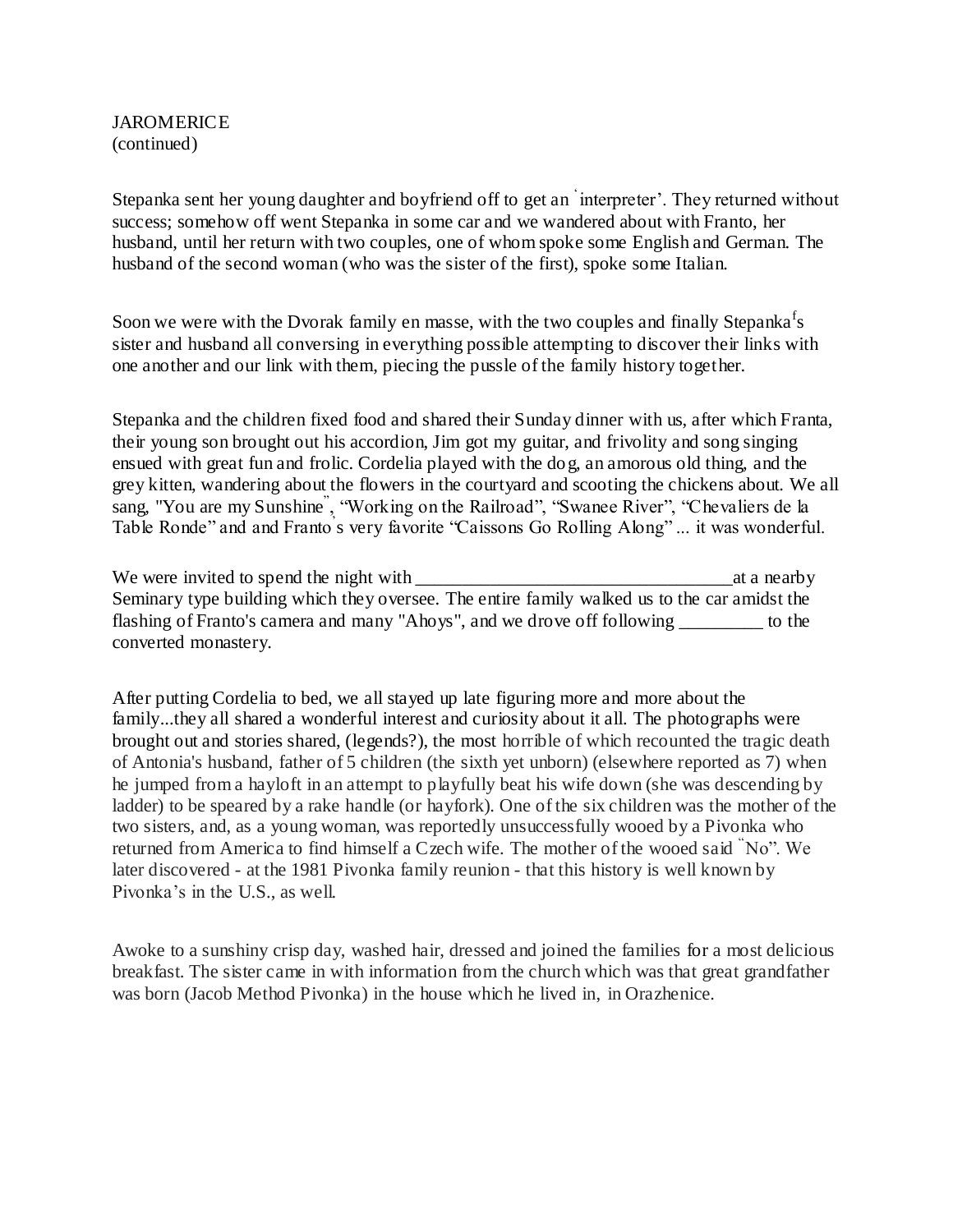JAROMERICE
(continued)

Stepanka sent her young daughter and boyfriend off to get an 'interpreter'. They returned without success; somehow off went Stepanka in some car and we wandered about with Franto, her husband, until her return with two couples, one of whom spoke some English and German. The husband of the second woman (who was the sister of the first), spoke some Italian.

Soon we were with the Dvorak family en masse, with the two couples and finally Stepanka's sister and husband all conversing in everything possible attempting to discover their links with one another and our link with them, piecing the pussle of the family history together.

Stepanka and the children fixed food and shared their Sunday dinner with us, after which Franta, their young son brought out his accordion, Jim got my guitar, and frivolity and song singing ensued with great fun and frolic. Cordelia played with the dog, an amorous old thing, and the grey kitten, wandering about the flowers in the courtyard and scooting the chickens about. We all sang, "You are my Sunshine", "Working on the Railroad", "Swanee River", "Chevaliers de la Table Ronde" and and Franto's very favorite "Caissons Go Rolling Along" ... it was wonderful.

We were invited to spend the night with ________________________________at a nearby Seminary type building which they oversee. The entire family walked us to the car amidst the flashing of Franto's camera and many "Ahoys", and we drove off following _________ to the converted monastery.

After putting Cordelia to bed, we all stayed up late figuring more and more about the family...they all shared a wonderful interest and curiosity about it all. The photographs were brought out and stories shared, (legends?), the most horrible of which recounted the tragic death of Antonia's husband, father of 5 children (the sixth yet unborn) (elsewhere reported as 7) when he jumped from a hayloft in an attempt to playfully beat his wife down (she was descending by ladder) to be speared by a rake handle (or hayfork). One of the six children was the mother of the two sisters, and, as a young woman, was reportedly unsuccessfully wooed by a Pivonka who returned from America to find himself a Czech wife. The mother of the wooed said "No". We later discovered - at the 1981 Pivonka family reunion - that this history is well known by Pivonka's in the U.S., as well.

Awoke to a sunshiny crisp day, washed hair, dressed and joined the families for a most delicious breakfast. The sister came in with information from the church which was that great grandfather was born (Jacob Method Pivonka) in the house which he lived in, in Orazhenice.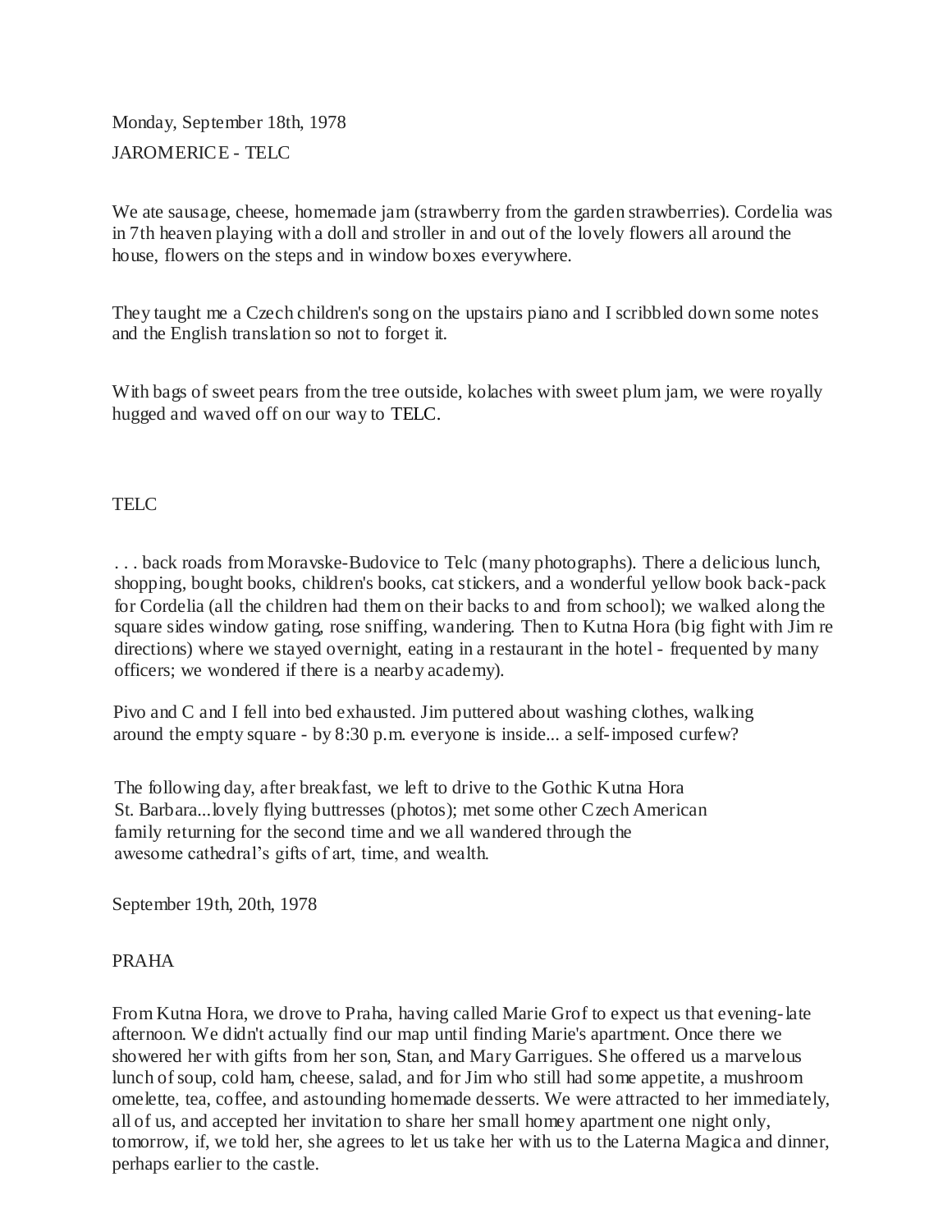Monday, September 18th, 1978

JAROMERICE - TELC

We ate sausage, cheese, homemade jam (strawberry from the garden strawberries). Cordelia was in 7th heaven playing with a doll and stroller in and out of the lovely flowers all around the house, flowers on the steps and in window boxes everywhere.

They taught me a Czech children's song on the upstairs piano and I scribbled down some notes and the English translation so not to forget it.

With bags of sweet pears from the tree outside, kolaches with sweet plum jam, we were royally hugged and waved off on our way to TELC.

TELC

. . . back roads from Moravske-Budovice to Telc (many photographs). There a delicious lunch, shopping, bought books, children's books, cat stickers, and a wonderful yellow book back-pack for Cordelia (all the children had them on their backs to and from school); we walked along the square sides window gating, rose sniffing, wandering. Then to Kutna Hora (big fight with Jim re directions) where we stayed overnight, eating in a restaurant in the hotel - frequented by many officers; we wondered if there is a nearby academy).

Pivo and C and I fell into bed exhausted. Jim puttered about washing clothes, walking around the empty square - by 8:30 p.m. everyone is inside... a self-imposed curfew?

The following day, after breakfast, we left to drive to the Gothic Kutna Hora St. Barbara...lovely flying buttresses (photos); met some other Czech American family returning for the second time and we all wandered through the awesome cathedral's gifts of art, time, and wealth.

September 19th, 20th, 1978

PRAHA

From Kutna Hora, we drove to Praha, having called Marie Grof to expect us that evening-late afternoon. We didn't actually find our map until finding Marie's apartment. Once there we showered her with gifts from her son, Stan, and Mary Garrigues. She offered us a marvelous lunch of soup, cold ham, cheese, salad, and for Jim who still had some appetite, a mushroom omelette, tea, coffee, and astounding homemade desserts. We were attracted to her immediately, all of us, and accepted her invitation to share her small homey apartment one night only, tomorrow, if, we told her, she agrees to let us take her with us to the Laterna Magica and dinner, perhaps earlier to the castle.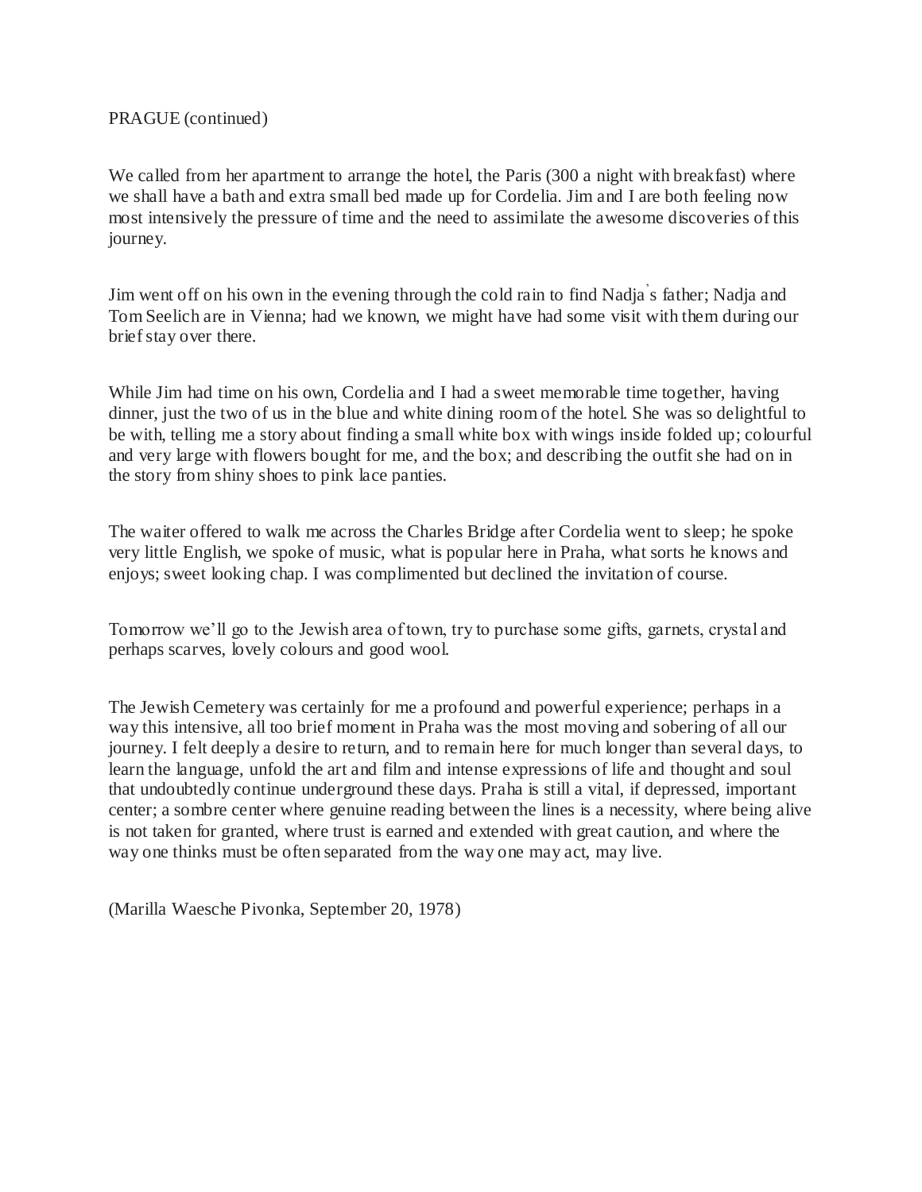PRAGUE (continued)

We called from her apartment to arrange the hotel, the Paris (300 a night with breakfast) where we shall have a bath and extra small bed made up for Cordelia. Jim and I are both feeling now most intensively the pressure of time and the need to assimilate the awesome discoveries of this journey.

Jim went off on his own in the evening through the cold rain to find Nadja's father; Nadja and Tom Seelich are in Vienna; had we known, we might have had some visit with them during our brief stay over there.

While Jim had time on his own, Cordelia and I had a sweet memorable time together, having dinner, just the two of us in the blue and white dining room of the hotel. She was so delightful to be with, telling me a story about finding a small white box with wings inside folded up; colourful and very large with flowers bought for me, and the box; and describing the outfit she had on in the story from shiny shoes to pink lace panties.

The waiter offered to walk me across the Charles Bridge after Cordelia went to sleep; he spoke very little English, we spoke of music, what is popular here in Praha, what sorts he knows and enjoys; sweet looking chap. I was complimented but declined the invitation of course.

Tomorrow we'll go to the Jewish area of town, try to purchase some gifts, garnets, crystal and perhaps scarves, lovely colours and good wool.

The Jewish Cemetery was certainly for me a profound and powerful experience; perhaps in a way this intensive, all too brief moment in Praha was the most moving and sobering of all our journey. I felt deeply a desire to return, and to remain here for much longer than several days, to learn the language, unfold the art and film and intense expressions of life and thought and soul that undoubtedly continue underground these days. Praha is still a vital, if depressed, important center; a sombre center where genuine reading between the lines is a necessity, where being alive is not taken for granted, where trust is earned and extended with great caution, and where the way one thinks must be often separated from the way one may act, may live.

(Marilla Waesche Pivonka, September 20, 1978)